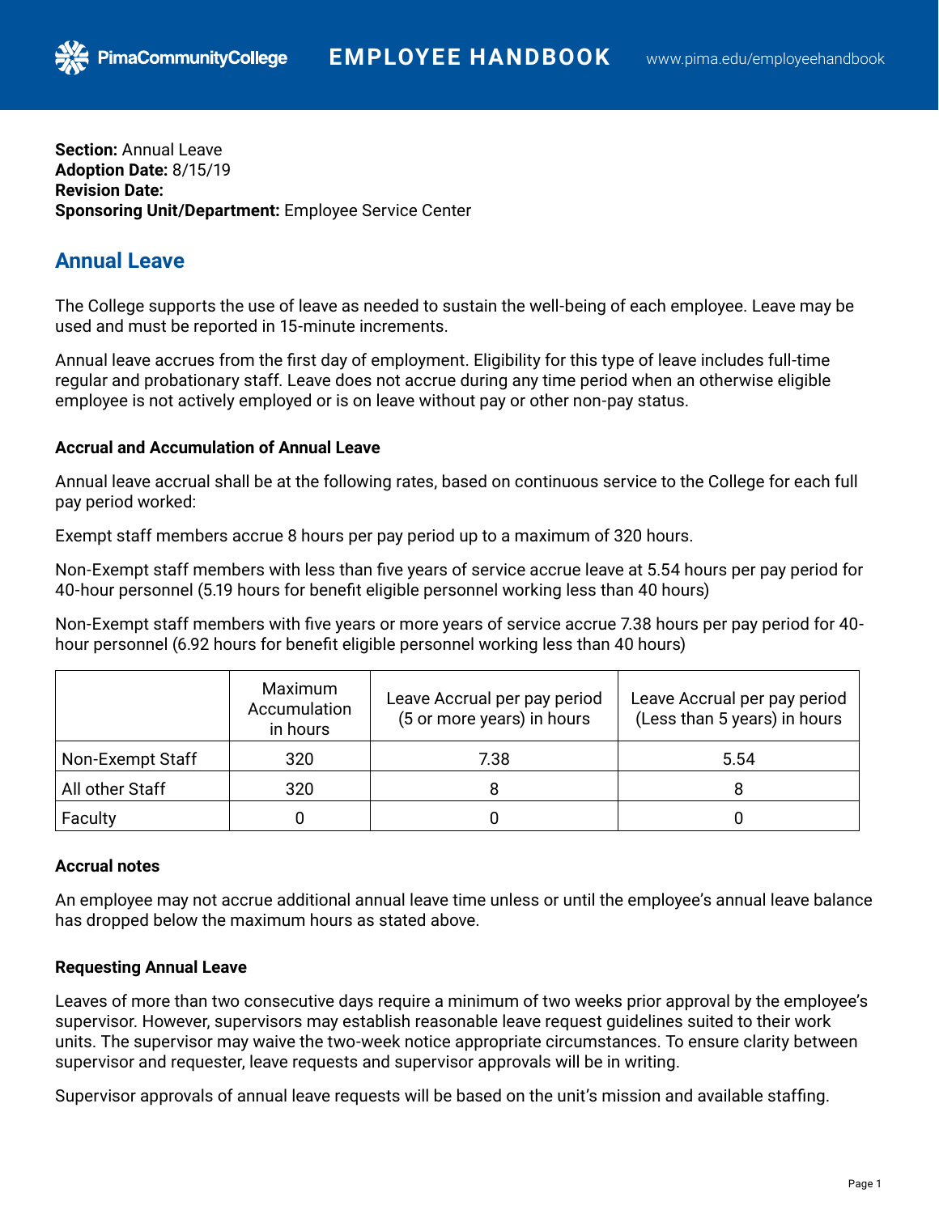**Section:** Annual Leave
**Adoption Date:** 8/15/19
**Revision Date:**
**Sponsoring Unit/Department:** Employee Service Center

## Annual Leave

The College supports the use of leave as needed to sustain the well-being of each employee. Leave may be used and must be reported in 15-minute increments.

Annual leave accrues from the first day of employment. Eligibility for this type of leave includes full-time regular and probationary staff. Leave does not accrue during any time period when an otherwise eligible employee is not actively employed or is on leave without pay or other non-pay status.

### Accrual and Accumulation of Annual Leave

Annual leave accrual shall be at the following rates, based on continuous service to the College for each full pay period worked:

Exempt staff members accrue 8 hours per pay period up to a maximum of 320 hours.

Non-Exempt staff members with less than five years of service accrue leave at 5.54 hours per pay period for 40-hour personnel (5.19 hours for benefit eligible personnel working less than 40 hours)

Non-Exempt staff members with five years or more years of service accrue 7.38 hours per pay period for 40-hour personnel (6.92 hours for benefit eligible personnel working less than 40 hours)

| | Maximum Accumulation in hours | Leave Accrual per pay period (5 or more years) in hours | Leave Accrual per pay period (Less than 5 years) in hours |
|---|---|---|---|
| Non-Exempt Staff | 320 | 7.38 | 5.54 |
| All other Staff | 320 | 8 | 8 |
| Faculty | 0 | 0 | 0 |

### Accrual notes

An employee may not accrue additional annual leave time unless or until the employee's annual leave balance has dropped below the maximum hours as stated above.

### Requesting Annual Leave

Leaves of more than two consecutive days require a minimum of two weeks prior approval by the employee's supervisor. However, supervisors may establish reasonable leave request guidelines suited to their work units. The supervisor may waive the two-week notice appropriate circumstances. To ensure clarity between supervisor and requester, leave requests and supervisor approvals will be in writing.

Supervisor approvals of annual leave requests will be based on the unit's mission and available staffing.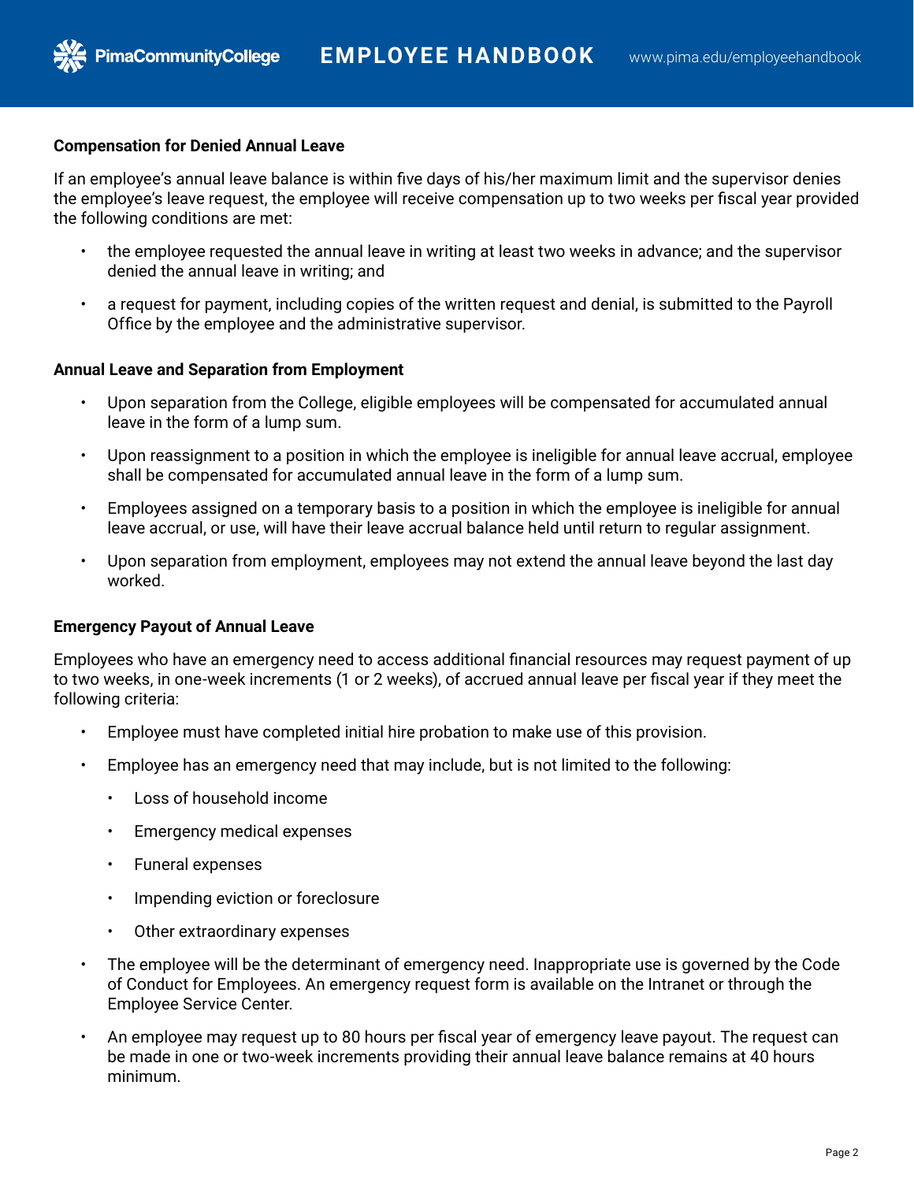### Compensation for Denied Annual Leave

If an employee's annual leave balance is within five days of his/her maximum limit and the supervisor denies the employee's leave request, the employee will receive compensation up to two weeks per fiscal year provided the following conditions are met:

- the employee requested the annual leave in writing at least two weeks in advance; and the supervisor denied the annual leave in writing; and
- a request for payment, including copies of the written request and denial, is submitted to the Payroll Office by the employee and the administrative supervisor.

### Annual Leave and Separation from Employment

- Upon separation from the College, eligible employees will be compensated for accumulated annual leave in the form of a lump sum.
- Upon reassignment to a position in which the employee is ineligible for annual leave accrual, employee shall be compensated for accumulated annual leave in the form of a lump sum.
- Employees assigned on a temporary basis to a position in which the employee is ineligible for annual leave accrual, or use, will have their leave accrual balance held until return to regular assignment.
- Upon separation from employment, employees may not extend the annual leave beyond the last day worked.

### Emergency Payout of Annual Leave

Employees who have an emergency need to access additional financial resources may request payment of up to two weeks, in one-week increments (1 or 2 weeks), of accrued annual leave per fiscal year if they meet the following criteria:

- Employee must have completed initial hire probation to make use of this provision.
- Employee has an emergency need that may include, but is not limited to the following:
  - Loss of household income
  - Emergency medical expenses
  - Funeral expenses
  - Impending eviction or foreclosure
  - Other extraordinary expenses
- The employee will be the determinant of emergency need. Inappropriate use is governed by the Code of Conduct for Employees. An emergency request form is available on the Intranet or through the Employee Service Center.
- An employee may request up to 80 hours per fiscal year of emergency leave payout. The request can be made in one or two-week increments providing their annual leave balance remains at 40 hours minimum.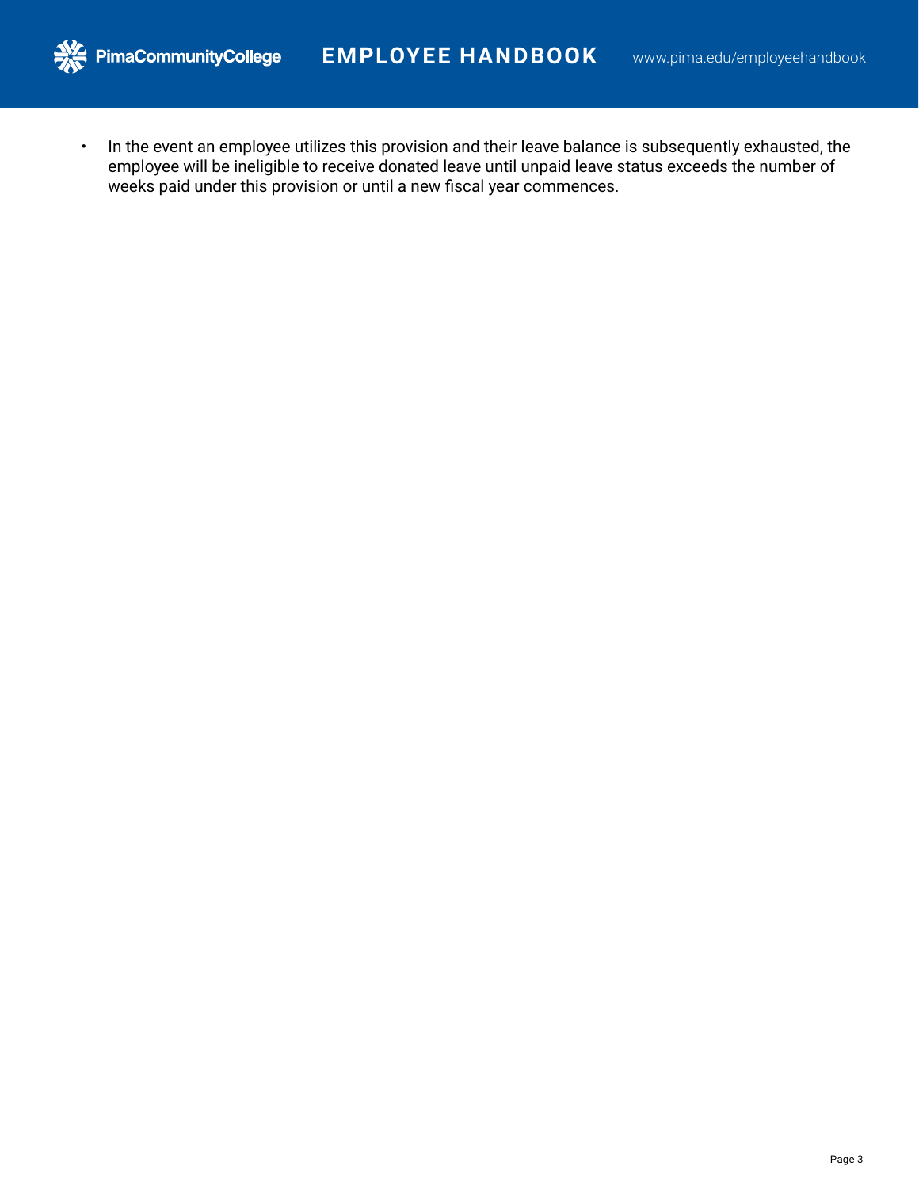- In the event an employee utilizes this provision and their leave balance is subsequently exhausted, the employee will be ineligible to receive donated leave until unpaid leave status exceeds the number of weeks paid under this provision or until a new fiscal year commences.